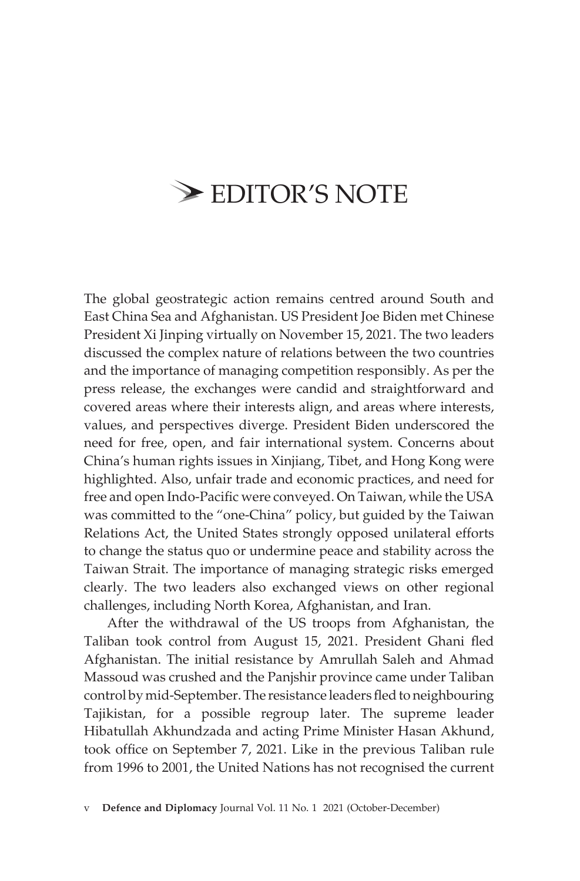# EDITOR'S NOTE

The global geostrategic action remains centred around South and East China Sea and Afghanistan. US President Joe Biden met Chinese President Xi Jinping virtually on November 15, 2021. The two leaders discussed the complex nature of relations between the two countries and the importance of managing competition responsibly. As per the press release, the exchanges were candid and straightforward and covered areas where their interests align, and areas where interests, values, and perspectives diverge. President Biden underscored the need for free, open, and fair international system. Concerns about China's human rights issues in Xinjiang, Tibet, and Hong Kong were highlighted. Also, unfair trade and economic practices, and need for free and open Indo-Pacific were conveyed. On Taiwan, while the USA was committed to the "one-China" policy, but guided by the Taiwan Relations Act, the United States strongly opposed unilateral efforts to change the status quo or undermine peace and stability across the Taiwan Strait. The importance of managing strategic risks emerged clearly. The two leaders also exchanged views on other regional challenges, including North Korea, Afghanistan, and Iran.

After the withdrawal of the US troops from Afghanistan, the Taliban took control from August 15, 2021. President Ghani fled Afghanistan. The initial resistance by Amrullah Saleh and Ahmad Massoud was crushed and the Panjshir province came under Taliban control by mid-September. The resistance leaders fled to neighbouring Tajikistan, for a possible regroup later. The supreme leader Hibatullah Akhundzada and acting Prime Minister Hasan Akhund, took office on September 7, 2021. Like in the previous Taliban rule from 1996 to 2001, the United Nations has not recognised the current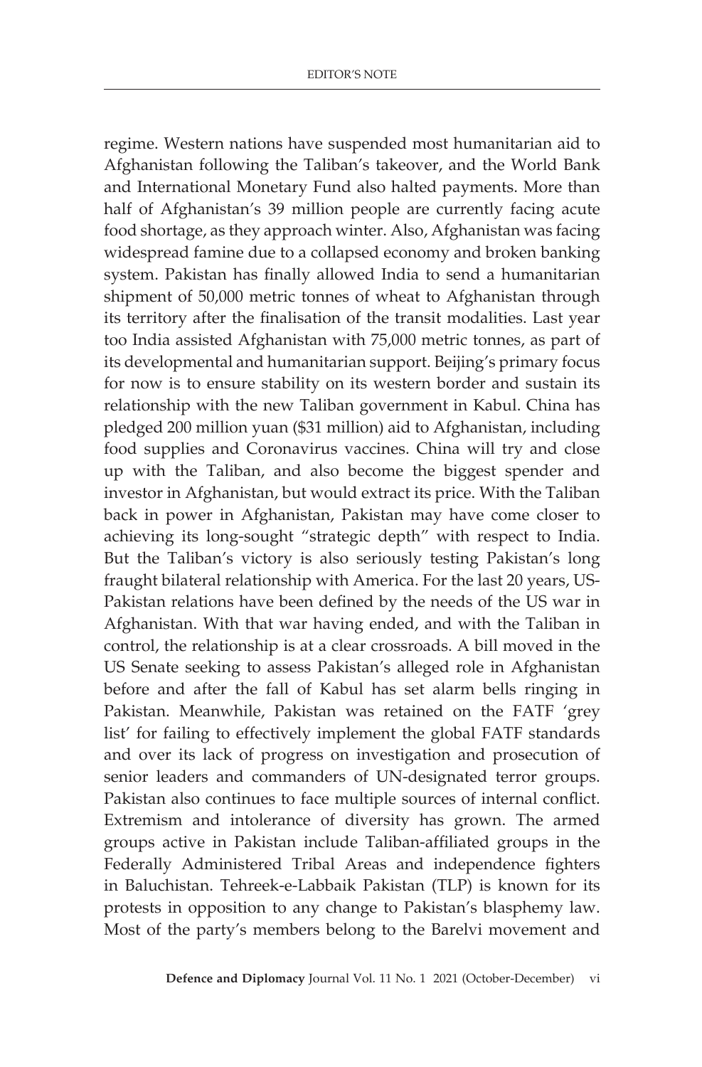regime. Western nations have suspended most humanitarian aid to Afghanistan following the Taliban's takeover, and the World Bank and International Monetary Fund also halted payments. More than half of Afghanistan's 39 million people are currently facing acute food shortage, as they approach winter. Also, Afghanistan was facing widespread famine due to a collapsed economy and broken banking system. Pakistan has finally allowed India to send a humanitarian shipment of 50,000 metric tonnes of wheat to Afghanistan through its territory after the finalisation of the transit modalities. Last year too India assisted Afghanistan with 75,000 metric tonnes, as part of its developmental and humanitarian support. Beijing's primary focus for now is to ensure stability on its western border and sustain its relationship with the new Taliban government in Kabul. China has pledged 200 million yuan ($31 million) aid to Afghanistan, including food supplies and Coronavirus vaccines. China will try and close up with the Taliban, and also become the biggest spender and investor in Afghanistan, but would extract its price. With the Taliban back in power in Afghanistan, Pakistan may have come closer to achieving its long-sought "strategic depth" with respect to India. But the Taliban's victory is also seriously testing Pakistan's long fraught bilateral relationship with America. For the last 20 years, US-Pakistan relations have been defined by the needs of the US war in Afghanistan. With that war having ended, and with the Taliban in control, the relationship is at a clear crossroads. A bill moved in the US Senate seeking to assess Pakistan's alleged role in Afghanistan before and after the fall of Kabul has set alarm bells ringing in Pakistan. Meanwhile, Pakistan was retained on the FATF 'grey list' for failing to effectively implement the global FATF standards and over its lack of progress on investigation and prosecution of senior leaders and commanders of UN-designated terror groups. Pakistan also continues to face multiple sources of internal conflict. Extremism and intolerance of diversity has grown. The armed groups active in Pakistan include Taliban-affiliated groups in the Federally Administered Tribal Areas and independence fighters in Baluchistan. Tehreek-e-Labbaik Pakistan (TLP) is known for its protests in opposition to any change to Pakistan's blasphemy law. Most of the party's members belong to the Barelvi movement and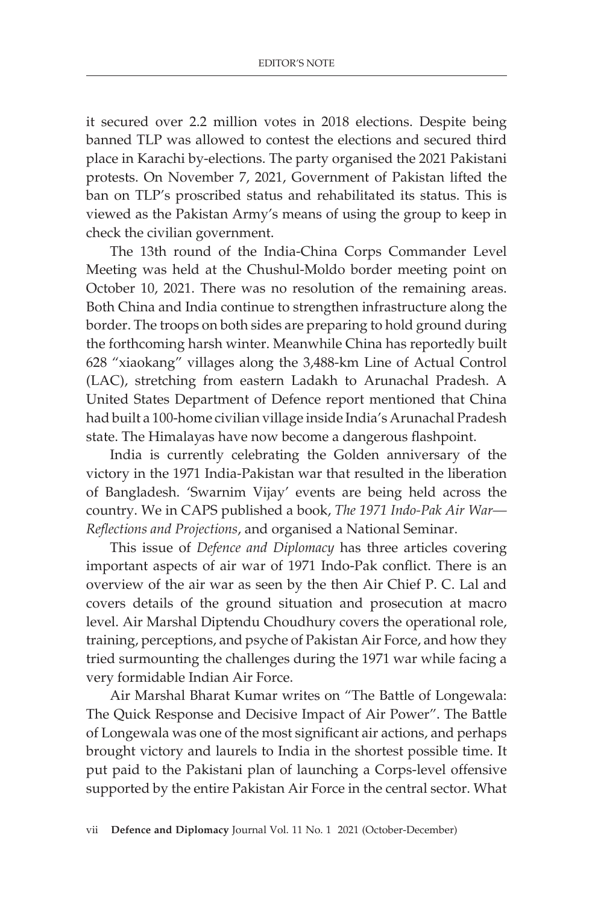it secured over 2.2 million votes in 2018 elections. Despite being banned TLP was allowed to contest the elections and secured third place in Karachi by-elections. The party organised the 2021 Pakistani protests. On November 7, 2021, Government of Pakistan lifted the ban on TLP's proscribed status and rehabilitated its status. This is viewed as the Pakistan Army's means of using the group to keep in check the civilian government.

The 13th round of the India-China Corps Commander Level Meeting was held at the Chushul-Moldo border meeting point on October 10, 2021. There was no resolution of the remaining areas. Both China and India continue to strengthen infrastructure along the border. The troops on both sides are preparing to hold ground during the forthcoming harsh winter. Meanwhile China has reportedly built 628 "xiaokang" villages along the 3,488-km Line of Actual Control (LAC), stretching from eastern Ladakh to Arunachal Pradesh. A United States Department of Defence report mentioned that China had built a 100-home civilian village inside India's Arunachal Pradesh state. The Himalayas have now become a dangerous flashpoint.

India is currently celebrating the Golden anniversary of the victory in the 1971 India-Pakistan war that resulted in the liberation of Bangladesh. 'Swarnim Vijay' events are being held across the country. We in CAPS published a book, *The 1971 Indo-Pak Air War—Reflections and Projections*, and organised a National Seminar.

This issue of *Defence and Diplomacy* has three articles covering important aspects of air war of 1971 Indo-Pak conflict. There is an overview of the air war as seen by the then Air Chief P. C. Lal and covers details of the ground situation and prosecution at macro level. Air Marshal Diptendu Choudhury covers the operational role, training, perceptions, and psyche of Pakistan Air Force, and how they tried surmounting the challenges during the 1971 war while facing a very formidable Indian Air Force.

Air Marshal Bharat Kumar writes on "The Battle of Longewala: The Quick Response and Decisive Impact of Air Power". The Battle of Longewala was one of the most significant air actions, and perhaps brought victory and laurels to India in the shortest possible time. It put paid to the Pakistani plan of launching a Corps-level offensive supported by the entire Pakistan Air Force in the central sector. What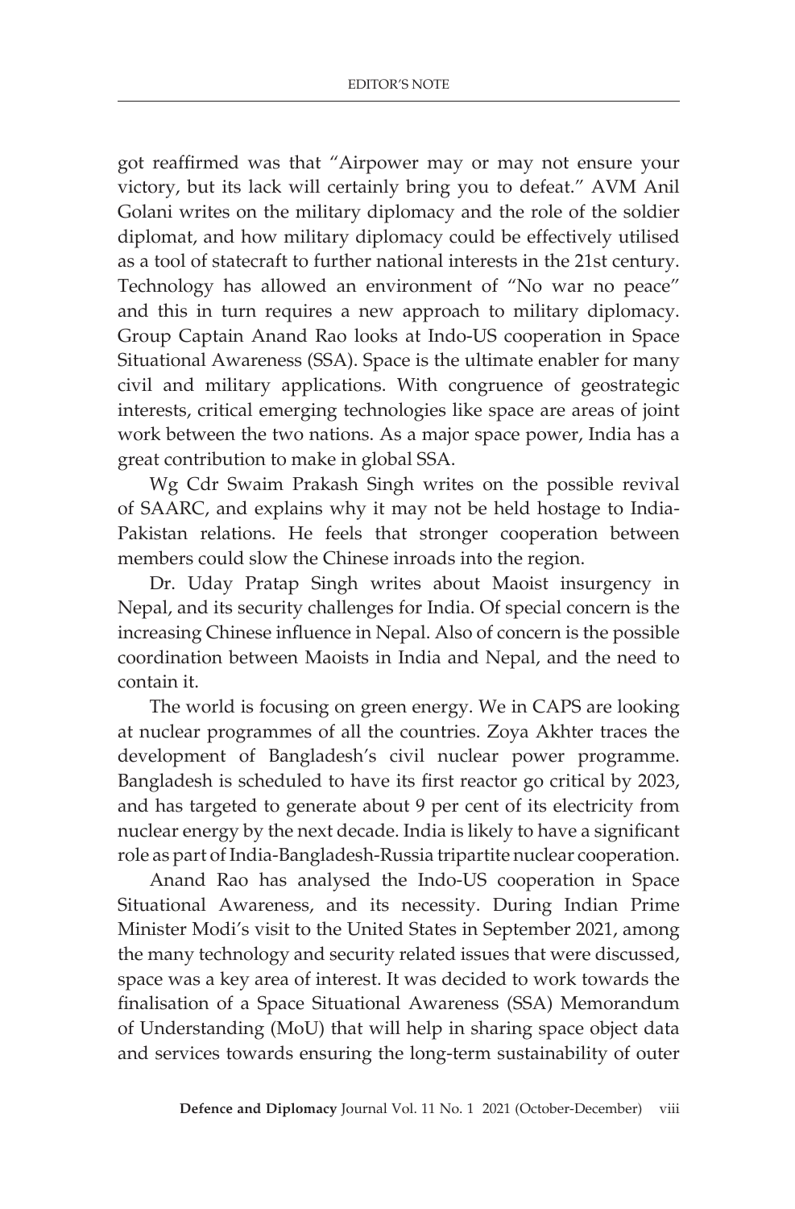got reaffirmed was that "Airpower may or may not ensure your victory, but its lack will certainly bring you to defeat." AVM Anil Golani writes on the military diplomacy and the role of the soldier diplomat, and how military diplomacy could be effectively utilised as a tool of statecraft to further national interests in the 21st century. Technology has allowed an environment of "No war no peace" and this in turn requires a new approach to military diplomacy. Group Captain Anand Rao looks at Indo-US cooperation in Space Situational Awareness (SSA). Space is the ultimate enabler for many civil and military applications. With congruence of geostrategic interests, critical emerging technologies like space are areas of joint work between the two nations. As a major space power, India has a great contribution to make in global SSA.

Wg Cdr Swaim Prakash Singh writes on the possible revival of SAARC, and explains why it may not be held hostage to India-Pakistan relations. He feels that stronger cooperation between members could slow the Chinese inroads into the region.

Dr. Uday Pratap Singh writes about Maoist insurgency in Nepal, and its security challenges for India. Of special concern is the increasing Chinese influence in Nepal. Also of concern is the possible coordination between Maoists in India and Nepal, and the need to contain it.

The world is focusing on green energy. We in CAPS are looking at nuclear programmes of all the countries. Zoya Akhter traces the development of Bangladesh's civil nuclear power programme. Bangladesh is scheduled to have its first reactor go critical by 2023, and has targeted to generate about 9 per cent of its electricity from nuclear energy by the next decade. India is likely to have a significant role as part of India-Bangladesh-Russia tripartite nuclear cooperation.

Anand Rao has analysed the Indo-US cooperation in Space Situational Awareness, and its necessity. During Indian Prime Minister Modi's visit to the United States in September 2021, among the many technology and security related issues that were discussed, space was a key area of interest. It was decided to work towards the finalisation of a Space Situational Awareness (SSA) Memorandum of Understanding (MoU) that will help in sharing space object data and services towards ensuring the long-term sustainability of outer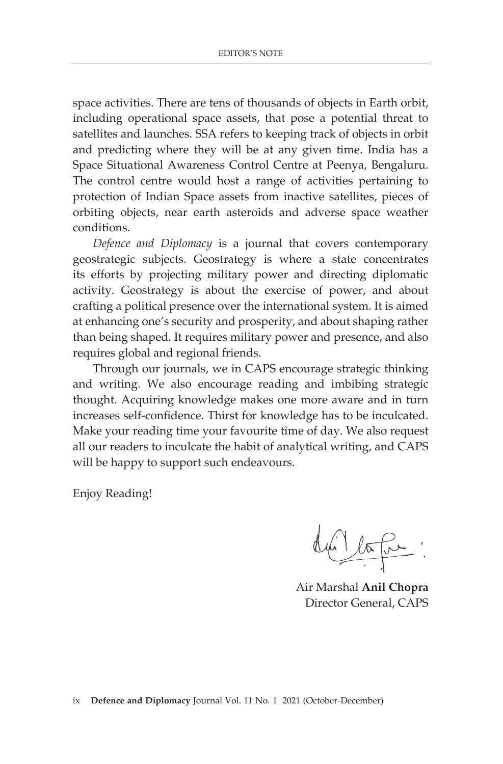space activities. There are tens of thousands of objects in Earth orbit, including operational space assets, that pose a potential threat to satellites and launches. SSA refers to keeping track of objects in orbit and predicting where they will be at any given time. India has a Space Situational Awareness Control Centre at Peenya, Bengaluru. The control centre would host a range of activities pertaining to protection of Indian Space assets from inactive satellites, pieces of orbiting objects, near earth asteroids and adverse space weather conditions.

*Defence and Diplomacy* is a journal that covers contemporary geostrategic subjects. Geostrategy is where a state concentrates its efforts by projecting military power and directing diplomatic activity. Geostrategy is about the exercise of power, and about crafting a political presence over the international system. It is aimed at enhancing one's security and prosperity, and about shaping rather than being shaped. It requires military power and presence, and also requires global and regional friends.

Through our journals, we in CAPS encourage strategic thinking and writing. We also encourage reading and imbibing strategic thought. Acquiring knowledge makes one more aware and in turn increases self-confidence. Thirst for knowledge has to be inculcated. Make your reading time your favourite time of day. We also request all our readers to inculcate the habit of analytical writing, and CAPS will be happy to support such endeavours.

Enjoy Reading!

Air Marshal **Anil Chopra**
Director General, CAPS